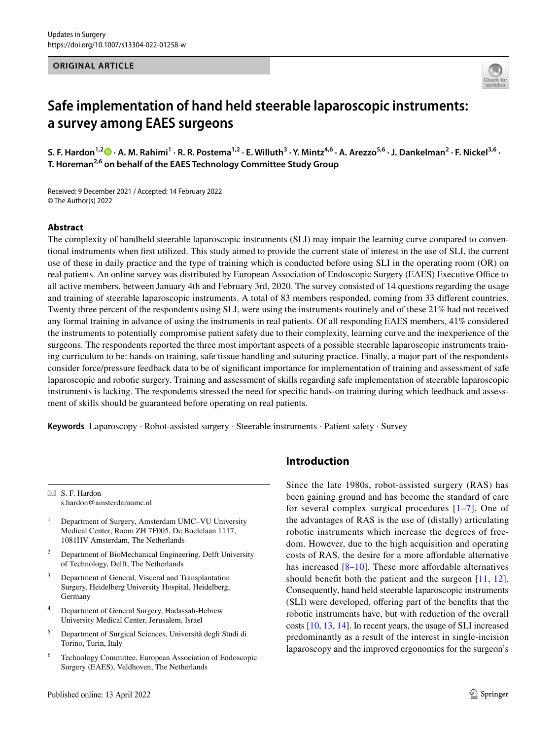ORIGINAL ARTICLE

# Safe implementation of hand held steerable laparoscopic instruments: a survey among EAES surgeons

**S. F. Hardon[1,2] · A. M. Rahimi[1] · R. R. Postema[1,2] · E. Willuth[3] · Y. Mintz[4,6] · A. Arezzo[5,6] · J. Dankelman[2] · F. Nickel[3,6] · T. Horeman[2,6] on behalf of the EAES Technology Committee Study Group**

Received: 9 December 2021 / Accepted: 14 February 2022
© The Author(s) 2022

## Abstract

The complexity of handheld steerable laparoscopic instruments (SLI) may impair the learning curve compared to conventional instruments when first utilized. This study aimed to provide the current state of interest in the use of SLI, the current use of these in daily practice and the type of training which is conducted before using SLI in the operating room (OR) on real patients. An online survey was distributed by European Association of Endoscopic Surgery (EAES) Executive Office to all active members, between January 4th and February 3rd, 2020. The survey consisted of 14 questions regarding the usage and training of steerable laparoscopic instruments. A total of 83 members responded, coming from 33 different countries. Twenty three percent of the respondents using SLI, were using the instruments routinely and of these 21% had not received any formal training in advance of using the instruments in real patients. Of all responding EAES members, 41% considered the instruments to potentially compromise patient safety due to their complexity, learning curve and the inexperience of the surgeons. The respondents reported the three most important aspects of a possible steerable laparoscopic instruments training curriculum to be: hands-on training, safe tissue handling and suturing practice. Finally, a major part of the respondents consider force/pressure feedback data to be of significant importance for implementation of training and assessment of safe laparoscopic and robotic surgery. Training and assessment of skills regarding safe implementation of steerable laparoscopic instruments is lacking. The respondents stressed the need for specific hands-on training during which feedback and assessment of skills should be guaranteed before operating on real patients.

**Keywords** Laparoscopy · Robot-assisted surgery · Steerable instruments · Patient safety · Survey

## Introduction

Since the late 1980s, robot-assisted surgery (RAS) has been gaining ground and has become the standard of care for several complex surgical procedures [1–7]. One of the advantages of RAS is the use of (distally) articulating robotic instruments which increase the degrees of freedom. However, due to the high acquisition and operating costs of RAS, the desire for a more affordable alternative has increased [8–10]. These more affordable alternatives should benefit both the patient and the surgeon [11, 12]. Consequently, hand held steerable laparoscopic instruments (SLI) were developed, offering part of the benefits that the robotic instruments have, but with reduction of the overall costs [10, 13, 14]. In recent years, the usage of SLI increased predominantly as a result of the interest in single-incision laparoscopy and the improved ergonomics for the surgeon's

---

✉ S. F. Hardon
s.hardon@amsterdamumc.nl

1 Department of Surgery, Amsterdam UMC–VU University Medical Center, Room ZH 7F005, De Boelelaan 1117, 1081HV Amsterdam, The Netherlands

2 Department of BioMechanical Engineering, Delft University of Technology, Delft, The Netherlands

3 Department of General, Visceral and Transplantation Surgery, Heidelberg University Hospital, Heidelberg, Germany

4 Department of General Surgery, Hadassah-Hebrew University Medical Center, Jerusalem, Israel

5 Department of Surgical Sciences, Università degli Studi di Torino, Turin, Italy

6 Technology Committee, European Association of Endoscopic Surgery (EAES), Veldhoven, The Netherlands

Published online: 13 April 2022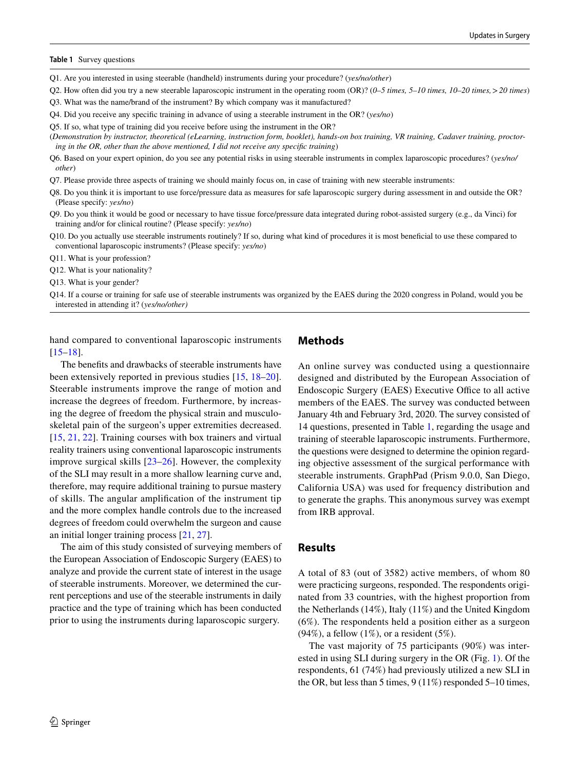**Table 1** Survey questions

Q1. Are you interested in using steerable (handheld) instruments during your procedure? (*yes/no/other*)

Q2. How often did you try a new steerable laparoscopic instrument in the operating room (OR)? (*0–5 times, 5–10 times, 10–20 times, > 20 times*)

Q3. What was the name/brand of the instrument? By which company was it manufactured?

Q4. Did you receive any specific training in advance of using a steerable instrument in the OR? (*yes/no*)

Q5. If so, what type of training did you receive before using the instrument in the OR?
(*Demonstration by instructor, theoretical (eLearning, instruction form, booklet), hands-on box training, VR training, Cadaver training, proctoring in the OR, other than the above mentioned, I did not receive any specific training*)

Q6. Based on your expert opinion, do you see any potential risks in using steerable instruments in complex laparoscopic procedures? (*yes/no/other*)

Q7. Please provide three aspects of training we should mainly focus on, in case of training with new steerable instruments:

Q8. Do you think it is important to use force/pressure data as measures for safe laparoscopic surgery during assessment in and outside the OR? (Please specify: *yes/no*)

Q9. Do you think it would be good or necessary to have tissue force/pressure data integrated during robot-assisted surgery (e.g., da Vinci) for training and/or for clinical routine? (Please specify: *yes/no*)

Q10. Do you actually use steerable instruments routinely? If so, during what kind of procedures it is most beneficial to use these compared to conventional laparoscopic instruments? (Please specify: *yes/no*)

Q11. What is your profession?

Q12. What is your nationality?

Q13. What is your gender?

Q14. If a course or training for safe use of steerable instruments was organized by the EAES during the 2020 congress in Poland, would you be interested in attending it? (*yes/no/other)*

hand compared to conventional laparoscopic instruments [15–18].

The benefits and drawbacks of steerable instruments have been extensively reported in previous studies [15, 18–20]. Steerable instruments improve the range of motion and increase the degrees of freedom. Furthermore, by increasing the degree of freedom the physical strain and musculoskeletal pain of the surgeon's upper extremities decreased. [15, 21, 22]. Training courses with box trainers and virtual reality trainers using conventional laparoscopic instruments improve surgical skills [23–26]. However, the complexity of the SLI may result in a more shallow learning curve and, therefore, may require additional training to pursue mastery of skills. The angular amplification of the instrument tip and the more complex handle controls due to the increased degrees of freedom could overwhelm the surgeon and cause an initial longer training process [21, 27].

The aim of this study consisted of surveying members of the European Association of Endoscopic Surgery (EAES) to analyze and provide the current state of interest in the usage of steerable instruments. Moreover, we determined the current perceptions and use of the steerable instruments in daily practice and the type of training which has been conducted prior to using the instruments during laparoscopic surgery.

## Methods

An online survey was conducted using a questionnaire designed and distributed by the European Association of Endoscopic Surgery (EAES) Executive Office to all active members of the EAES. The survey was conducted between January 4th and February 3rd, 2020. The survey consisted of 14 questions, presented in Table 1, regarding the usage and training of steerable laparoscopic instruments. Furthermore, the questions were designed to determine the opinion regarding objective assessment of the surgical performance with steerable instruments. GraphPad (Prism 9.0.0, San Diego, California USA) was used for frequency distribution and to generate the graphs. This anonymous survey was exempt from IRB approval.

## Results

A total of 83 (out of 3582) active members, of whom 80 were practicing surgeons, responded. The respondents originated from 33 countries, with the highest proportion from the Netherlands (14%), Italy (11%) and the United Kingdom (6%). The respondents held a position either as a surgeon (94%), a fellow (1%), or a resident (5%).

The vast majority of 75 participants (90%) was interested in using SLI during surgery in the OR (Fig. 1). Of the respondents, 61 (74%) had previously utilized a new SLI in the OR, but less than 5 times, 9 (11%) responded 5–10 times,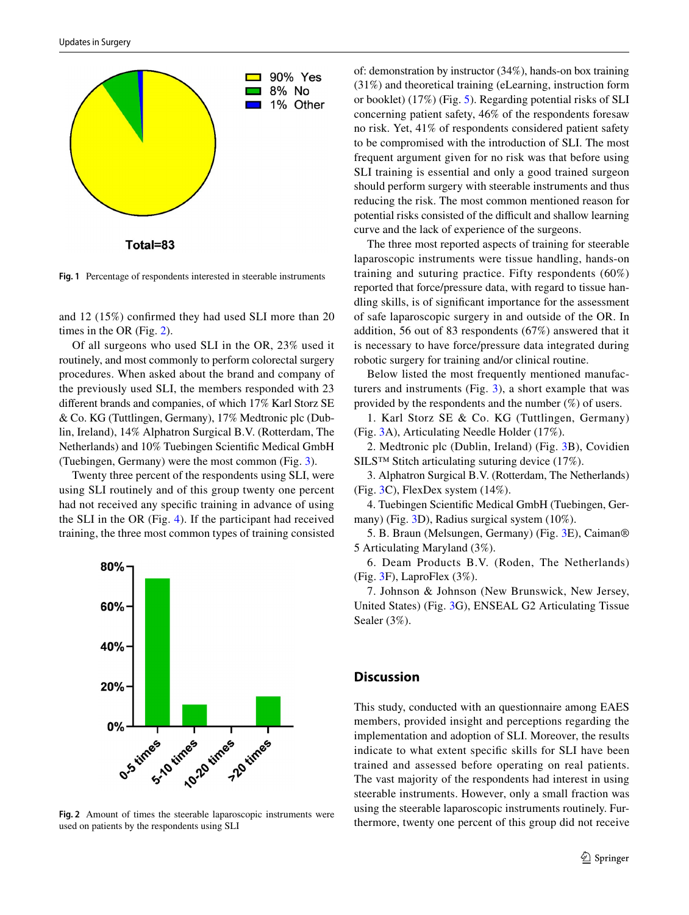Fig. 1 Percentage of respondents interested in steerable instruments

and 12 (15%) confirmed they had used SLI more than 20 times in the OR (Fig. 2).

Of all surgeons who used SLI in the OR, 23% used it routinely, and most commonly to perform colorectal surgery procedures. When asked about the brand and company of the previously used SLI, the members responded with 23 different brands and companies, of which 17% Karl Storz SE & Co. KG (Tuttlingen, Germany), 17% Medtronic plc (Dublin, Ireland), 14% Alphatron Surgical B.V. (Rotterdam, The Netherlands) and 10% Tuebingen Scientific Medical GmbH (Tuebingen, Germany) were the most common (Fig. 3).

Twenty three percent of the respondents using SLI, were using SLI routinely and of this group twenty one percent had not received any specific training in advance of using the SLI in the OR (Fig. 4). If the participant had received training, the three most common types of training consisted of: demonstration by instructor (34%), hands-on box training (31%) and theoretical training (eLearning, instruction form or booklet) (17%) (Fig. 5). Regarding potential risks of SLI concerning patient safety, 46% of the respondents foresaw no risk. Yet, 41% of respondents considered patient safety to be compromised with the introduction of SLI. The most frequent argument given for no risk was that before using SLI training is essential and only a good trained surgeon should perform surgery with steerable instruments and thus reducing the risk. The most common mentioned reason for potential risks consisted of the difficult and shallow learning curve and the lack of experience of the surgeons.

Fig. 2 Amount of times the steerable laparoscopic instruments were used on patients by the respondents using SLI

The three most reported aspects of training for steerable laparoscopic instruments were tissue handling, hands-on training and suturing practice. Fifty respondents (60%) reported that force/pressure data, with regard to tissue handling skills, is of significant importance for the assessment of safe laparoscopic surgery in and outside of the OR. In addition, 56 out of 83 respondents (67%) answered that it is necessary to have force/pressure data integrated during robotic surgery for training and/or clinical routine.

Below listed the most frequently mentioned manufacturers and instruments (Fig. 3), a short example that was provided by the respondents and the number (%) of users.

1. Karl Storz SE & Co. KG (Tuttlingen, Germany) (Fig. 3A), Articulating Needle Holder (17%).
2. Medtronic plc (Dublin, Ireland) (Fig. 3B), Covidien SILS™ Stitch articulating suturing device (17%).
3. Alphatron Surgical B.V. (Rotterdam, The Netherlands) (Fig. 3C), FlexDex system (14%).
4. Tuebingen Scientific Medical GmbH (Tuebingen, Germany) (Fig. 3D), Radius surgical system (10%).
5. B. Braun (Melsungen, Germany) (Fig. 3E), Caiman® 5 Articulating Maryland (3%).
6. Deam Products B.V. (Roden, The Netherlands) (Fig. 3F), LaproFlex (3%).
7. Johnson & Johnson (New Brunswick, New Jersey, United States) (Fig. 3G), ENSEAL G2 Articulating Tissue Sealer (3%).

## Discussion

This study, conducted with an questionnaire among EAES members, provided insight and perceptions regarding the implementation and adoption of SLI. Moreover, the results indicate to what extent specific skills for SLI have been trained and assessed before operating on real patients. The vast majority of the respondents had interest in using steerable instruments. However, only a small fraction was using the steerable laparoscopic instruments routinely. Furthermore, twenty one percent of this group did not receive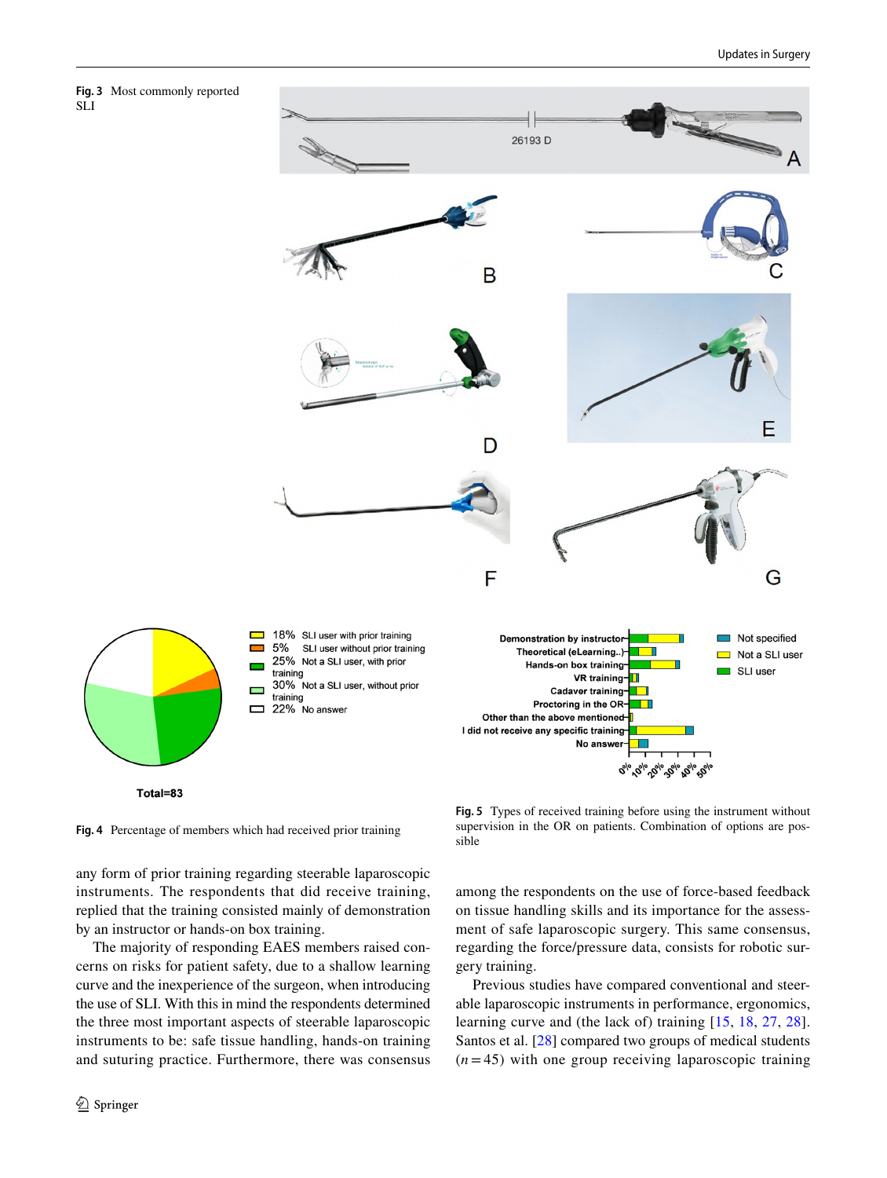Fig. 3 Most commonly reported SLI

Fig. 4 Percentage of members which had received prior training

Fig. 5 Types of received training before using the instrument without supervision in the OR on patients. Combination of options are possible

any form of prior training regarding steerable laparoscopic instruments. The respondents that did receive training, replied that the training consisted mainly of demonstration by an instructor or hands-on box training.

The majority of responding EAES members raised concerns on risks for patient safety, due to a shallow learning curve and the inexperience of the surgeon, when introducing the use of SLI. With this in mind the respondents determined the three most important aspects of steerable laparoscopic instruments to be: safe tissue handling, hands-on training and suturing practice. Furthermore, there was consensus among the respondents on the use of force-based feedback on tissue handling skills and its importance for the assessment of safe laparoscopic surgery. This same consensus, regarding the force/pressure data, consists for robotic surgery training.

Previous studies have compared conventional and steerable laparoscopic instruments in performance, ergonomics, learning curve and (the lack of) training [15, 18, 27, 28]. Santos et al. [28] compared two groups of medical students ($n = 45$) with one group receiving laparoscopic training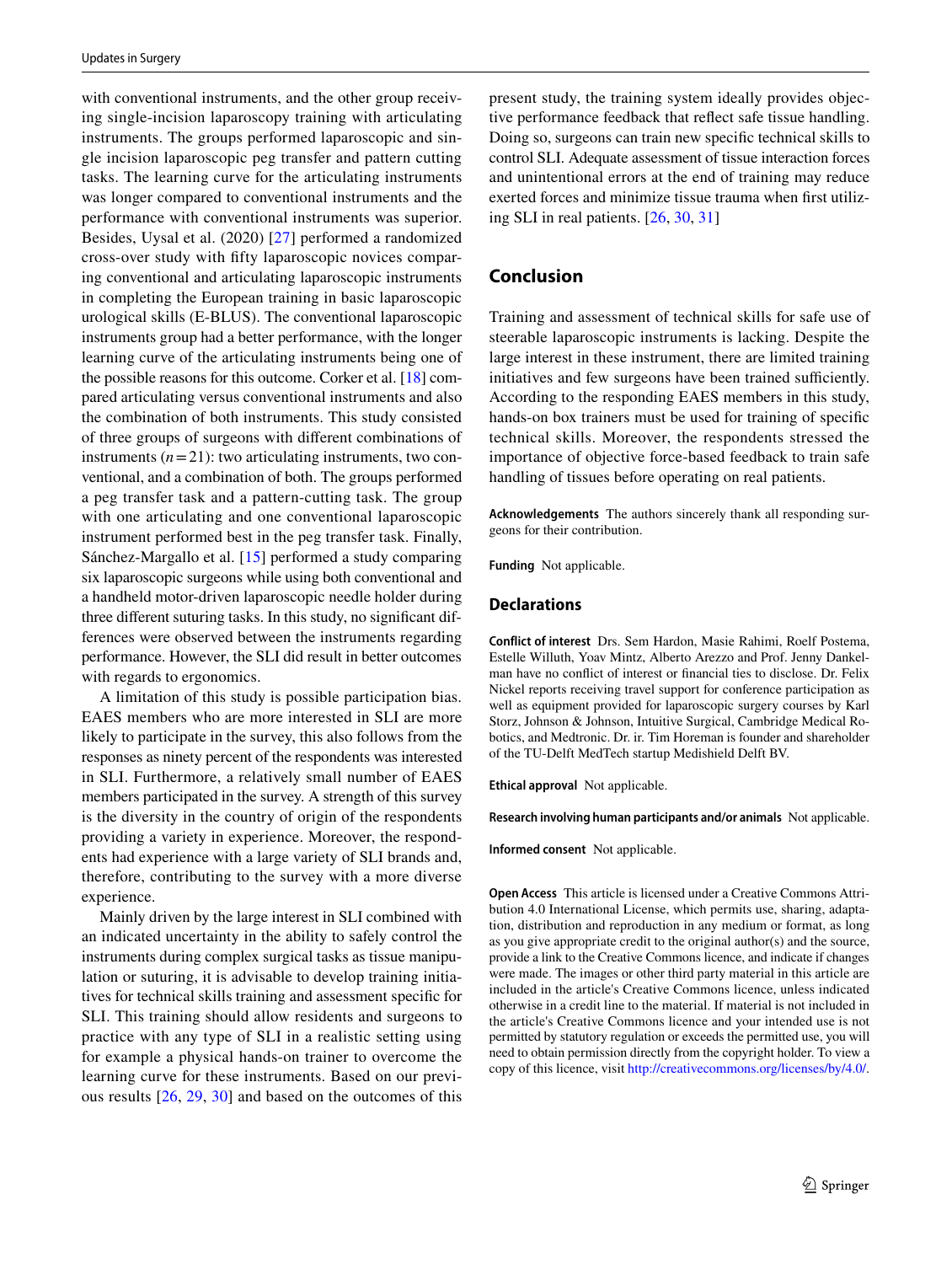with conventional instruments, and the other group receiving single-incision laparoscopy training with articulating instruments. The groups performed laparoscopic and single incision laparoscopic peg transfer and pattern cutting tasks. The learning curve for the articulating instruments was longer compared to conventional instruments and the performance with conventional instruments was superior. Besides, Uysal et al. (2020) [27] performed a randomized cross-over study with fifty laparoscopic novices comparing conventional and articulating laparoscopic instruments in completing the European training in basic laparoscopic urological skills (E-BLUS). The conventional laparoscopic instruments group had a better performance, with the longer learning curve of the articulating instruments being one of the possible reasons for this outcome. Corker et al. [18] compared articulating versus conventional instruments and also the combination of both instruments. This study consisted of three groups of surgeons with different combinations of instruments ($n=21$): two articulating instruments, two conventional, and a combination of both. The groups performed a peg transfer task and a pattern-cutting task. The group with one articulating and one conventional laparoscopic instrument performed best in the peg transfer task. Finally, Sánchez-Margallo et al. [15] performed a study comparing six laparoscopic surgeons while using both conventional and a handheld motor-driven laparoscopic needle holder during three different suturing tasks. In this study, no significant differences were observed between the instruments regarding performance. However, the SLI did result in better outcomes with regards to ergonomics.

A limitation of this study is possible participation bias. EAES members who are more interested in SLI are more likely to participate in the survey, this also follows from the responses as ninety percent of the respondents was interested in SLI. Furthermore, a relatively small number of EAES members participated in the survey. A strength of this survey is the diversity in the country of origin of the respondents providing a variety in experience. Moreover, the respondents had experience with a large variety of SLI brands and, therefore, contributing to the survey with a more diverse experience.

Mainly driven by the large interest in SLI combined with an indicated uncertainty in the ability to safely control the instruments during complex surgical tasks as tissue manipulation or suturing, it is advisable to develop training initiatives for technical skills training and assessment specific for SLI. This training should allow residents and surgeons to practice with any type of SLI in a realistic setting using for example a physical hands-on trainer to overcome the learning curve for these instruments. Based on our previous results [26, 29, 30] and based on the outcomes of this present study, the training system ideally provides objective performance feedback that reflect safe tissue handling. Doing so, surgeons can train new specific technical skills to control SLI. Adequate assessment of tissue interaction forces and unintentional errors at the end of training may reduce exerted forces and minimize tissue trauma when first utilizing SLI in real patients. [26, 30, 31]

## Conclusion

Training and assessment of technical skills for safe use of steerable laparoscopic instruments is lacking. Despite the large interest in these instrument, there are limited training initiatives and few surgeons have been trained sufficiently. According to the responding EAES members in this study, hands-on box trainers must be used for training of specific technical skills. Moreover, the respondents stressed the importance of objective force-based feedback to train safe handling of tissues before operating on real patients.

**Acknowledgements** The authors sincerely thank all responding surgeons for their contribution.

**Funding** Not applicable.

## Declarations

**Conflict of interest** Drs. Sem Hardon, Masie Rahimi, Roelf Postema, Estelle Willuth, Yoav Mintz, Alberto Arezzo and Prof. Jenny Dankelman have no conflict of interest or financial ties to disclose. Dr. Felix Nickel reports receiving travel support for conference participation as well as equipment provided for laparoscopic surgery courses by Karl Storz, Johnson & Johnson, Intuitive Surgical, Cambridge Medical Robotics, and Medtronic. Dr. ir. Tim Horeman is founder and shareholder of the TU-Delft MedTech startup Medishield Delft BV.

**Ethical approval** Not applicable.

**Research involving human participants and/or animals** Not applicable.

**Informed consent** Not applicable.

**Open Access** This article is licensed under a Creative Commons Attribution 4.0 International License, which permits use, sharing, adaptation, distribution and reproduction in any medium or format, as long as you give appropriate credit to the original author(s) and the source, provide a link to the Creative Commons licence, and indicate if changes were made. The images or other third party material in this article are included in the article's Creative Commons licence, unless indicated otherwise in a credit line to the material. If material is not included in the article's Creative Commons licence and your intended use is not permitted by statutory regulation or exceeds the permitted use, you will need to obtain permission directly from the copyright holder. To view a copy of this licence, visit http://creativecommons.org/licenses/by/4.0/.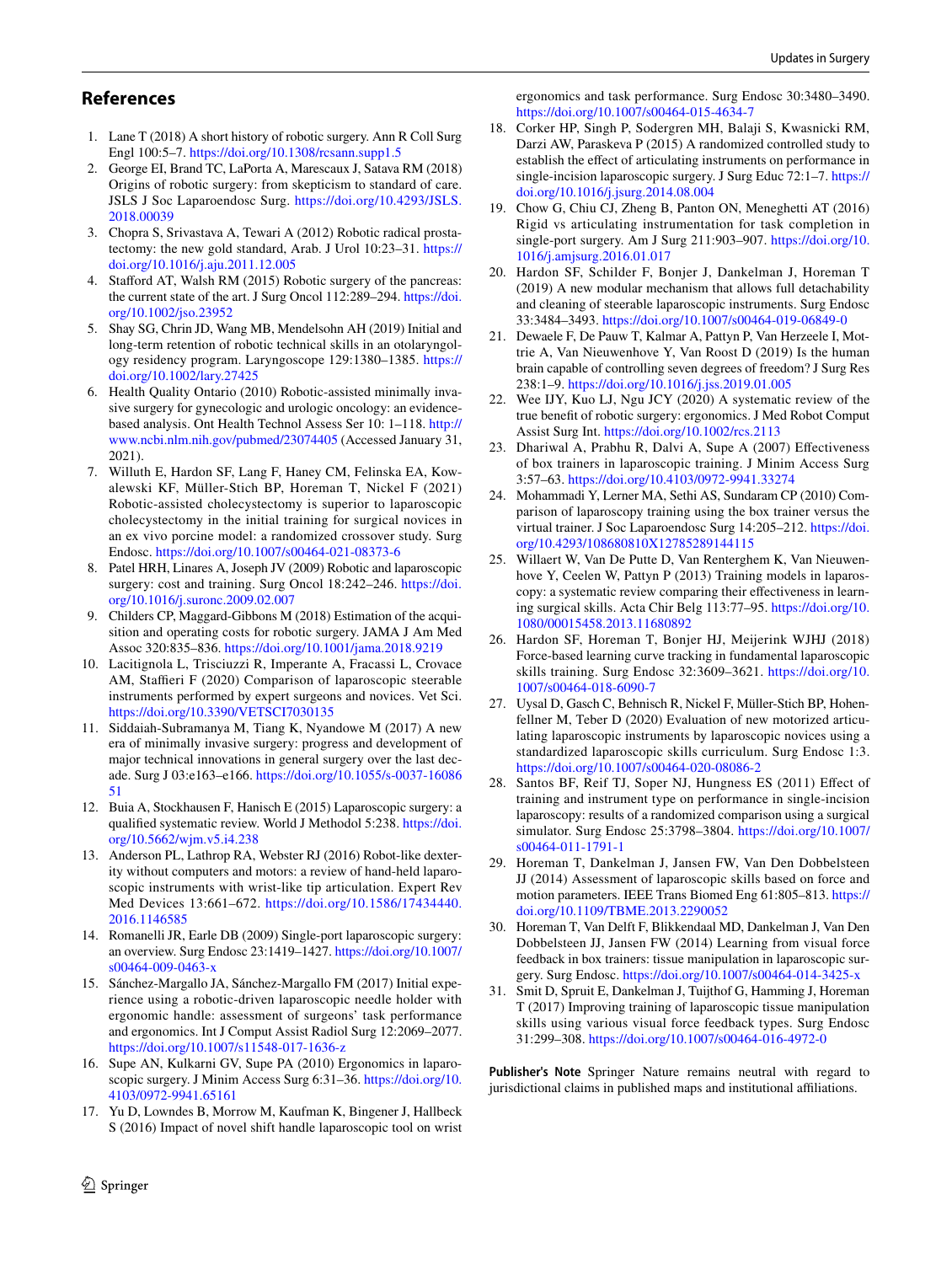## References

1. Lane T (2018) A short history of robotic surgery. Ann R Coll Surg Engl 100:5–7. https://doi.org/10.1308/rcsann.supp1.5
2. George EI, Brand TC, LaPorta A, Marescaux J, Satava RM (2018) Origins of robotic surgery: from skepticism to standard of care. JSLS J Soc Laparoendosc Surg. https://doi.org/10.4293/JSLS.2018.00039
3. Chopra S, Srivastava A, Tewari A (2012) Robotic radical prostatectomy: the new gold standard, Arab. J Urol 10:23–31. https://doi.org/10.1016/j.aju.2011.12.005
4. Stafford AT, Walsh RM (2015) Robotic surgery of the pancreas: the current state of the art. J Surg Oncol 112:289–294. https://doi.org/10.1002/jso.23952
5. Shay SG, Chrin JD, Wang MB, Mendelsohn AH (2019) Initial and long-term retention of robotic technical skills in an otolaryngology residency program. Laryngoscope 129:1380–1385. https://doi.org/10.1002/lary.27425
6. Health Quality Ontario (2010) Robotic-assisted minimally invasive surgery for gynecologic and urologic oncology: an evidence-based analysis. Ont Health Technol Assess Ser 10: 1–118. http://www.ncbi.nlm.nih.gov/pubmed/23074405 (Accessed January 31, 2021).
7. Willuth E, Hardon SF, Lang F, Haney CM, Felinska EA, Kowalewski KF, Müller-Stich BP, Horeman T, Nickel F (2021) Robotic-assisted cholecystectomy is superior to laparoscopic cholecystectomy in the initial training for surgical novices in an ex vivo porcine model: a randomized crossover study. Surg Endosc. https://doi.org/10.1007/s00464-021-08373-6
8. Patel HRH, Linares A, Joseph JV (2009) Robotic and laparoscopic surgery: cost and training. Surg Oncol 18:242–246. https://doi.org/10.1016/j.suronc.2009.02.007
9. Childers CP, Maggard-Gibbons M (2018) Estimation of the acquisition and operating costs for robotic surgery. JAMA J Am Med Assoc 320:835–836. https://doi.org/10.1001/jama.2018.9219
10. Lacitignola L, Trisciuzzi R, Imperante A, Fracassi L, Crovace AM, Staffieri F (2020) Comparison of laparoscopic steerable instruments performed by expert surgeons and novices. Vet Sci. https://doi.org/10.3390/VETSCI7030135
11. Siddaiah-Subramanya M, Tiang K, Nyandowe M (2017) A new era of minimally invasive surgery: progress and development of major technical innovations in general surgery over the last decade. Surg J 03:e163–e166. https://doi.org/10.1055/s-0037-1608651
12. Buia A, Stockhausen F, Hanisch E (2015) Laparoscopic surgery: a qualified systematic review. World J Methodol 5:238. https://doi.org/10.5662/wjm.v5.i4.238
13. Anderson PL, Lathrop RA, Webster RJ (2016) Robot-like dexterity without computers and motors: a review of hand-held laparoscopic instruments with wrist-like tip articulation. Expert Rev Med Devices 13:661–672. https://doi.org/10.1586/17434440.2016.1146585
14. Romanelli JR, Earle DB (2009) Single-port laparoscopic surgery: an overview. Surg Endosc 23:1419–1427. https://doi.org/10.1007/s00464-009-0463-x
15. Sánchez-Margallo JA, Sánchez-Margallo FM (2017) Initial experience using a robotic-driven laparoscopic needle holder with ergonomic handle: assessment of surgeons' task performance and ergonomics. Int J Comput Assist Radiol Surg 12:2069–2077. https://doi.org/10.1007/s11548-017-1636-z
16. Supe AN, Kulkarni GV, Supe PA (2010) Ergonomics in laparoscopic surgery. J Minim Access Surg 6:31–36. https://doi.org/10.4103/0972-9941.65161
17. Yu D, Lowndes B, Morrow M, Kaufman K, Bingener J, Hallbeck S (2016) Impact of novel shift handle laparoscopic tool on wrist ergonomics and task performance. Surg Endosc 30:3480–3490. https://doi.org/10.1007/s00464-015-4634-7
18. Corker HP, Singh P, Sodergren MH, Balaji S, Kwasnicki RM, Darzi AW, Paraskeva P (2015) A randomized controlled study to establish the effect of articulating instruments on performance in single-incision laparoscopic surgery. J Surg Educ 72:1–7. https://doi.org/10.1016/j.jsurg.2014.08.004
19. Chow G, Chiu CJ, Zheng B, Panton ON, Meneghetti AT (2016) Rigid vs articulating instrumentation for task completion in single-port surgery. Am J Surg 211:903–907. https://doi.org/10.1016/j.amjsurg.2016.01.017
20. Hardon SF, Schilder F, Bonjer J, Dankelman J, Horeman T (2019) A new modular mechanism that allows full detachability and cleaning of steerable laparoscopic instruments. Surg Endosc 33:3484–3493. https://doi.org/10.1007/s00464-019-06849-0
21. Dewaele F, De Pauw T, Kalmar A, Pattyn P, Van Herzeele I, Mottrie A, Van Nieuwenhove Y, Van Roost D (2019) Is the human brain capable of controlling seven degrees of freedom? J Surg Res 238:1–9. https://doi.org/10.1016/j.jss.2019.01.005
22. Wee IJY, Kuo LJ, Ngu JCY (2020) A systematic review of the true benefit of robotic surgery: ergonomics. J Med Robot Comput Assist Surg Int. https://doi.org/10.1002/rcs.2113
23. Dhariwal A, Prabhu R, Dalvi A, Supe A (2007) Effectiveness of box trainers in laparoscopic training. J Minim Access Surg 3:57–63. https://doi.org/10.4103/0972-9941.33274
24. Mohammadi Y, Lerner MA, Sethi AS, Sundaram CP (2010) Comparison of laparoscopy training using the box trainer versus the virtual trainer. J Soc Laparoendosc Surg 14:205–212. https://doi.org/10.4293/108680810X12785289144115
25. Willaert W, Van De Putte D, Van Renterghem K, Van Nieuwenhove Y, Ceelen W, Pattyn P (2013) Training models in laparoscopy: a systematic review comparing their effectiveness in learning surgical skills. Acta Chir Belg 113:77–95. https://doi.org/10.1080/00015458.2013.11680892
26. Hardon SF, Horeman T, Bonjer HJ, Meijerink WJHJ (2018) Force-based learning curve tracking in fundamental laparoscopic skills training. Surg Endosc 32:3609–3621. https://doi.org/10.1007/s00464-018-6090-7
27. Uysal D, Gasch C, Behnisch R, Nickel F, Müller-Stich BP, Hohenfellner M, Teber D (2020) Evaluation of new motorized articulating laparoscopic instruments by laparoscopic novices using a standardized laparoscopic skills curriculum. Surg Endosc 1:3. https://doi.org/10.1007/s00464-020-08086-2
28. Santos BF, Reif TJ, Soper NJ, Hungness ES (2011) Effect of training and instrument type on performance in single-incision laparoscopy: results of a randomized comparison using a surgical simulator. Surg Endosc 25:3798–3804. https://doi.org/10.1007/s00464-011-1791-1
29. Horeman T, Dankelman J, Jansen FW, Van Den Dobbelsteen JJ (2014) Assessment of laparoscopic skills based on force and motion parameters. IEEE Trans Biomed Eng 61:805–813. https://doi.org/10.1109/TBME.2013.2290052
30. Horeman T, Van Delft F, Blikkendaal MD, Dankelman J, Van Den Dobbelsteen JJ, Jansen FW (2014) Learning from visual force feedback in box trainers: tissue manipulation in laparoscopic surgery. Surg Endosc. https://doi.org/10.1007/s00464-014-3425-x
31. Smit D, Spruit E, Dankelman J, Tuijthof G, Hamming J, Horeman T (2017) Improving training of laparoscopic tissue manipulation skills using various visual force feedback types. Surg Endosc 31:299–308. https://doi.org/10.1007/s00464-016-4972-0

**Publisher's Note** Springer Nature remains neutral with regard to jurisdictional claims in published maps and institutional affiliations.